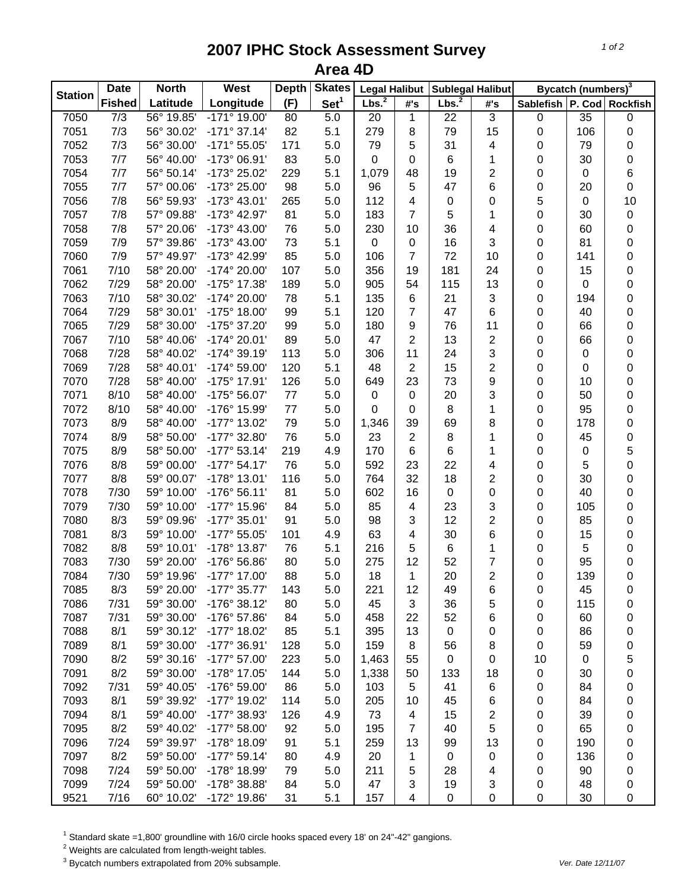# 2007 IPHC Stock Assessment Survey

## Area 4D

| Station | Date | North | West | Depth | Skates | Legal Halibut | | Sublegal Halibut | | Bycatch (numbers)[3] | | |
|---|---|---|---|---|---|---|---|---|---|---|---|---|
| | Fished | Latitude | Longitude | (F) | Set[1] | Lbs.[2] | #'s | Lbs.[2] | #'s | Sablefish | P. Cod | Rockfish |
| 7050 | 7/3 | 56° 19.85' | -171° 19.00' | 80 | 5.0 | 20 | 1 | 22 | 3 | 0 | 35 | 0 |
| 7051 | 7/3 | 56° 30.02' | -171° 37.14' | 82 | 5.1 | 279 | 8 | 79 | 15 | 0 | 106 | 0 |
| 7052 | 7/3 | 56° 30.00' | -171° 55.05' | 171 | 5.0 | 79 | 5 | 31 | 4 | 0 | 79 | 0 |
| 7053 | 7/7 | 56° 40.00' | -173° 06.91' | 83 | 5.0 | 0 | 0 | 6 | 1 | 0 | 30 | 0 |
| 7054 | 7/7 | 56° 50.14' | -173° 25.02' | 229 | 5.1 | 1,079 | 48 | 19 | 2 | 0 | 0 | 6 |
| 7055 | 7/7 | 57° 00.06' | -173° 25.00' | 98 | 5.0 | 96 | 5 | 47 | 6 | 0 | 20 | 0 |
| 7056 | 7/8 | 56° 59.93' | -173° 43.01' | 265 | 5.0 | 112 | 4 | 0 | 0 | 5 | 0 | 10 |
| 7057 | 7/8 | 57° 09.88' | -173° 42.97' | 81 | 5.0 | 183 | 7 | 5 | 1 | 0 | 30 | 0 |
| 7058 | 7/8 | 57° 20.06' | -173° 43.00' | 76 | 5.0 | 230 | 10 | 36 | 4 | 0 | 60 | 0 |
| 7059 | 7/9 | 57° 39.86' | -173° 43.00' | 73 | 5.1 | 0 | 0 | 16 | 3 | 0 | 81 | 0 |
| 7060 | 7/9 | 57° 49.97' | -173° 42.99' | 85 | 5.0 | 106 | 7 | 72 | 10 | 0 | 141 | 0 |
| 7061 | 7/10 | 58° 20.00' | -174° 20.00' | 107 | 5.0 | 356 | 19 | 181 | 24 | 0 | 15 | 0 |
| 7062 | 7/29 | 58° 20.00' | -175° 17.38' | 189 | 5.0 | 905 | 54 | 115 | 13 | 0 | 0 | 0 |
| 7063 | 7/10 | 58° 30.02' | -174° 20.00' | 78 | 5.1 | 135 | 6 | 21 | 3 | 0 | 194 | 0 |
| 7064 | 7/29 | 58° 30.01' | -175° 18.00' | 99 | 5.1 | 120 | 7 | 47 | 6 | 0 | 40 | 0 |
| 7065 | 7/29 | 58° 30.00' | -175° 37.20' | 99 | 5.0 | 180 | 9 | 76 | 11 | 0 | 66 | 0 |
| 7067 | 7/10 | 58° 40.06' | -174° 20.01' | 89 | 5.0 | 47 | 2 | 13 | 2 | 0 | 66 | 0 |
| 7068 | 7/28 | 58° 40.02' | -174° 39.19' | 113 | 5.0 | 306 | 11 | 24 | 3 | 0 | 0 | 0 |
| 7069 | 7/28 | 58° 40.01' | -174° 59.00' | 120 | 5.1 | 48 | 2 | 15 | 2 | 0 | 0 | 0 |
| 7070 | 7/28 | 58° 40.00' | -175° 17.91' | 126 | 5.0 | 649 | 23 | 73 | 9 | 0 | 10 | 0 |
| 7071 | 8/10 | 58° 40.00' | -175° 56.07' | 77 | 5.0 | 0 | 0 | 20 | 3 | 0 | 50 | 0 |
| 7072 | 8/10 | 58° 40.00' | -176° 15.99' | 77 | 5.0 | 0 | 0 | 8 | 1 | 0 | 95 | 0 |
| 7073 | 8/9 | 58° 40.00' | -177° 13.02' | 79 | 5.0 | 1,346 | 39 | 69 | 8 | 0 | 178 | 0 |
| 7074 | 8/9 | 58° 50.00' | -177° 32.80' | 76 | 5.0 | 23 | 2 | 8 | 1 | 0 | 45 | 0 |
| 7075 | 8/9 | 58° 50.00' | -177° 53.14' | 219 | 4.9 | 170 | 6 | 6 | 1 | 0 | 0 | 5 |
| 7076 | 8/8 | 59° 00.00' | -177° 54.17' | 76 | 5.0 | 592 | 23 | 22 | 4 | 0 | 5 | 0 |
| 7077 | 8/8 | 59° 00.07' | -178° 13.01' | 116 | 5.0 | 764 | 32 | 18 | 2 | 0 | 30 | 0 |
| 7078 | 7/30 | 59° 10.00' | -176° 56.11' | 81 | 5.0 | 602 | 16 | 0 | 0 | 0 | 40 | 0 |
| 7079 | 7/30 | 59° 10.00' | -177° 15.96' | 84 | 5.0 | 85 | 4 | 23 | 3 | 0 | 105 | 0 |
| 7080 | 8/3 | 59° 09.96' | -177° 35.01' | 91 | 5.0 | 98 | 3 | 12 | 2 | 0 | 85 | 0 |
| 7081 | 8/3 | 59° 10.00' | -177° 55.05' | 101 | 4.9 | 63 | 4 | 30 | 6 | 0 | 15 | 0 |
| 7082 | 8/8 | 59° 10.01' | -178° 13.87' | 76 | 5.1 | 216 | 5 | 6 | 1 | 0 | 5 | 0 |
| 7083 | 7/30 | 59° 20.00' | -176° 56.86' | 80 | 5.0 | 275 | 12 | 52 | 7 | 0 | 95 | 0 |
| 7084 | 7/30 | 59° 19.96' | -177° 17.00' | 88 | 5.0 | 18 | 1 | 20 | 2 | 0 | 139 | 0 |
| 7085 | 8/3 | 59° 20.00' | -177° 35.77' | 143 | 5.0 | 221 | 12 | 49 | 6 | 0 | 45 | 0 |
| 7086 | 7/31 | 59° 30.00' | -176° 38.12' | 80 | 5.0 | 45 | 3 | 36 | 5 | 0 | 115 | 0 |
| 7087 | 7/31 | 59° 30.00' | -176° 57.86' | 84 | 5.0 | 458 | 22 | 52 | 6 | 0 | 60 | 0 |
| 7088 | 8/1 | 59° 30.12' | -177° 18.02' | 85 | 5.1 | 395 | 13 | 0 | 0 | 0 | 86 | 0 |
| 7089 | 8/1 | 59° 30.00' | -177° 36.91' | 128 | 5.0 | 159 | 8 | 56 | 8 | 0 | 59 | 0 |
| 7090 | 8/2 | 59° 30.16' | -177° 57.00' | 223 | 5.0 | 1,463 | 55 | 0 | 0 | 10 | 0 | 5 |
| 7091 | 8/2 | 59° 30.00' | -178° 17.05' | 144 | 5.0 | 1,338 | 50 | 133 | 18 | 0 | 30 | 0 |
| 7092 | 7/31 | 59° 40.05' | -176° 59.00' | 86 | 5.0 | 103 | 5 | 41 | 6 | 0 | 84 | 0 |
| 7093 | 8/1 | 59° 39.92' | -177° 19.02' | 114 | 5.0 | 205 | 10 | 45 | 6 | 0 | 84 | 0 |
| 7094 | 8/1 | 59° 40.00' | -177° 38.93' | 126 | 4.9 | 73 | 4 | 15 | 2 | 0 | 39 | 0 |
| 7095 | 8/2 | 59° 40.02' | -177° 58.00' | 92 | 5.0 | 195 | 7 | 40 | 5 | 0 | 65 | 0 |
| 7096 | 7/24 | 59° 39.97' | -178° 18.09' | 91 | 5.1 | 259 | 13 | 99 | 13 | 0 | 190 | 0 |
| 7097 | 8/2 | 59° 50.00' | -177° 59.14' | 80 | 4.9 | 20 | 1 | 0 | 0 | 0 | 136 | 0 |
| 7098 | 7/24 | 59° 50.00' | -178° 18.99' | 79 | 5.0 | 211 | 5 | 28 | 4 | 0 | 90 | 0 |
| 7099 | 7/24 | 59° 50.00' | -178° 38.88' | 84 | 5.0 | 47 | 3 | 19 | 3 | 0 | 48 | 0 |
| 9521 | 7/16 | 60° 10.02' | -172° 19.86' | 31 | 5.1 | 157 | 4 | 0 | 0 | 0 | 30 | 0 |

[1] Standard skate =1,800' groundline with 16/0 circle hooks spaced every 18' on 24"-42" gangions.

[2] Weights are calculated from length-weight tables.

[3] Bycatch numbers extrapolated from 20% subsample.

*Ver. Date 12/11/07*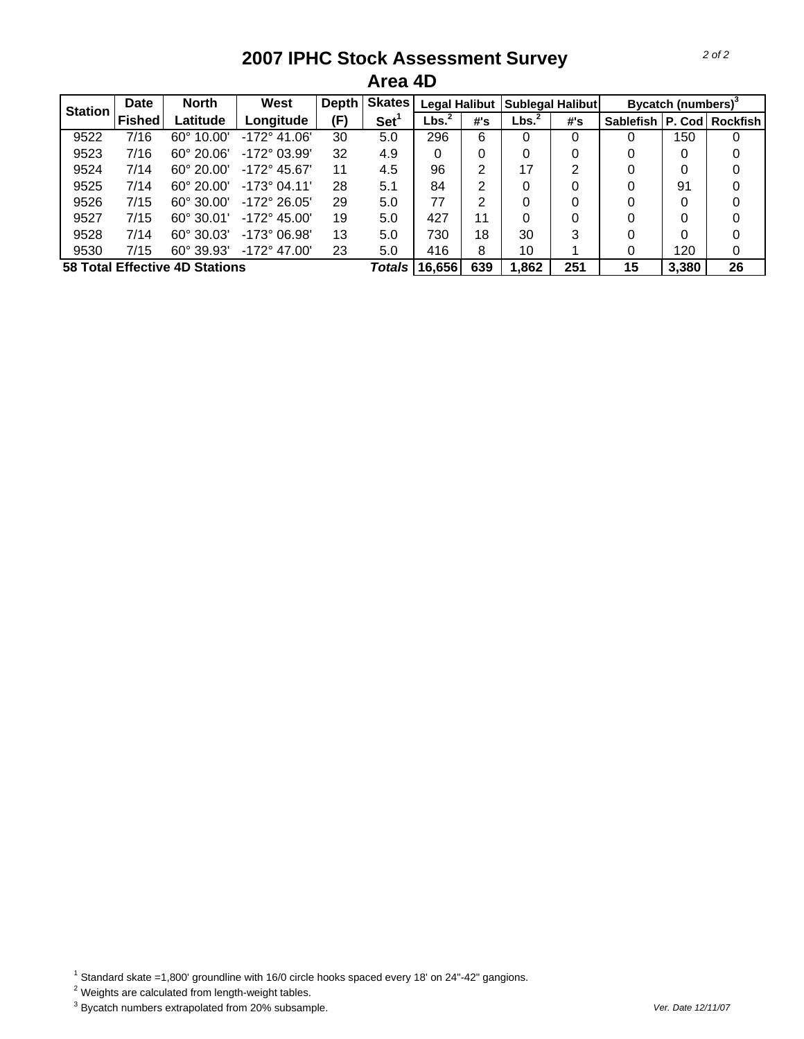# 2007 IPHC Stock Assessment Survey
## Area 4D

| Station | Date Fished | North Latitude | West Longitude | Depth (F) | Skates Set[1] | Legal Halibut | | Sublegal Halibut | | Bycatch (numbers)[3] | | |
|---|---|---|---|---|---|---|---|---|---|---|---|---|
| | | | | | | Lbs.[2] | #'s | Lbs.[2] | #'s | Sablefish | P. Cod | Rockfish |
| 9522 | 7/16 | 60° 10.00' | -172° 41.06' | 30 | 5.0 | 296 | 6 | 0 | 0 | 0 | 150 | 0 |
| 9523 | 7/16 | 60° 20.06' | -172° 03.99' | 32 | 4.9 | 0 | 0 | 0 | 0 | 0 | 0 | 0 |
| 9524 | 7/14 | 60° 20.00' | -172° 45.67' | 11 | 4.5 | 96 | 2 | 17 | 2 | 0 | 0 | 0 |
| 9525 | 7/14 | 60° 20.00' | -173° 04.11' | 28 | 5.1 | 84 | 2 | 0 | 0 | 0 | 91 | 0 |
| 9526 | 7/15 | 60° 30.00' | -172° 26.05' | 29 | 5.0 | 77 | 2 | 0 | 0 | 0 | 0 | 0 |
| 9527 | 7/15 | 60° 30.01' | -172° 45.00' | 19 | 5.0 | 427 | 11 | 0 | 0 | 0 | 0 | 0 |
| 9528 | 7/14 | 60° 30.03' | -173° 06.98' | 13 | 5.0 | 730 | 18 | 30 | 3 | 0 | 0 | 0 |
| 9530 | 7/15 | 60° 39.93' | -172° 47.00' | 23 | 5.0 | 416 | 8 | 10 | 1 | 0 | 120 | 0 |
| **58 Total Effective 4D Stations** | | | | | ***Totals*** | **16,656** | **639** | **1,862** | **251** | **15** | **3,380** | **26** |

[1] Standard skate =1,800' groundline with 16/0 circle hooks spaced every 18' on 24"-42" gangions.

[2] Weights are calculated from length-weight tables.

[3] Bycatch numbers extrapolated from 20% subsample.

*Ver. Date 12/11/07*